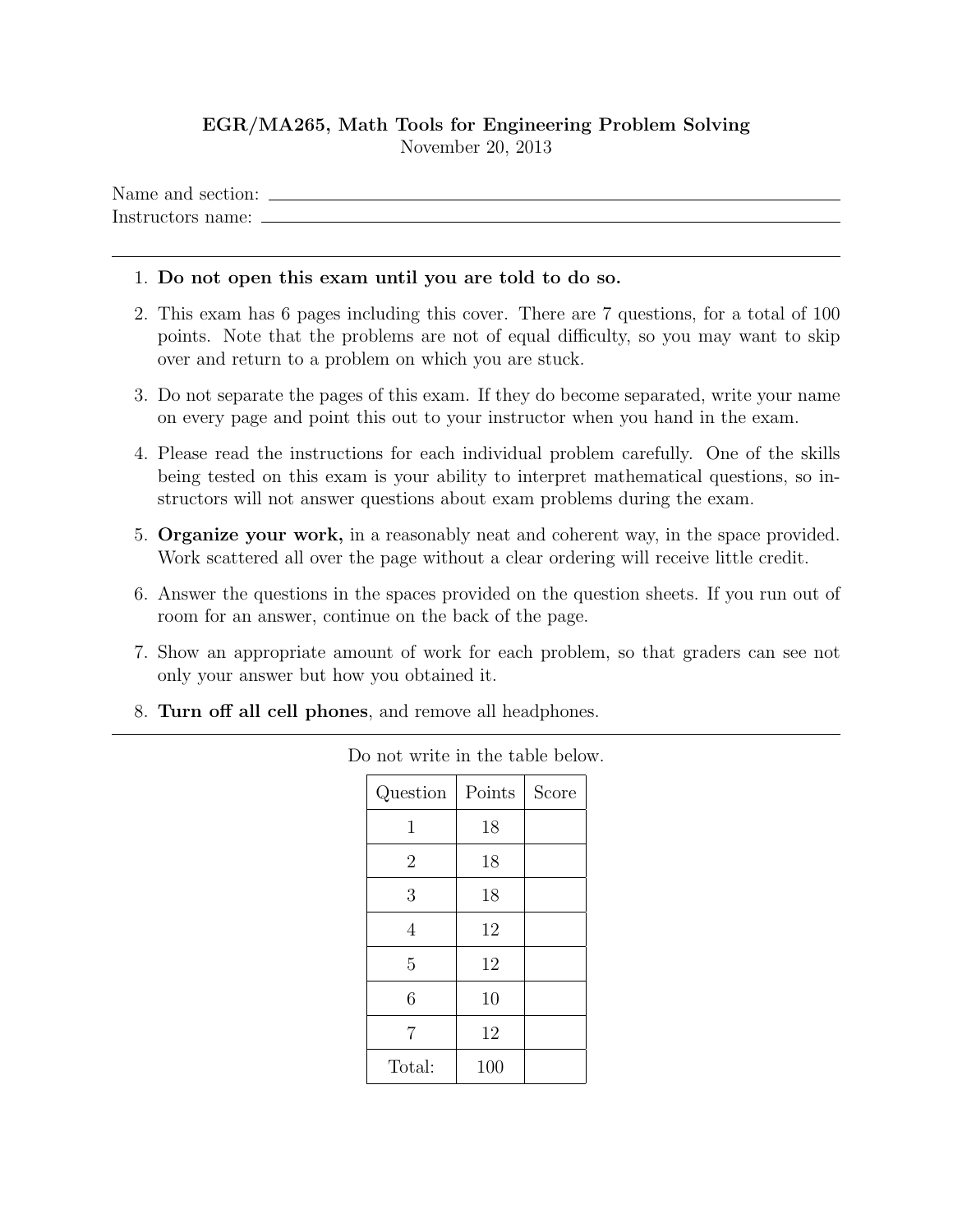**EGR/MA265, Math Tools for Engineering Problem Solving**

November 20, 2013

Name and section: ______________________________

Instructors name: ______________________________

---

1. **Do not open this exam until you are told to do so.**
2. This exam has 6 pages including this cover. There are 7 questions, for a total of 100 points. Note that the problems are not of equal difficulty, so you may want to skip over and return to a problem on which you are stuck.
3. Do not separate the pages of this exam. If they do become separated, write your name on every page and point this out to your instructor when you hand in the exam.
4. Please read the instructions for each individual problem carefully. One of the skills being tested on this exam is your ability to interpret mathematical questions, so instructors will not answer questions about exam problems during the exam.
5. **Organize your work,** in a reasonably neat and coherent way, in the space provided. Work scattered all over the page without a clear ordering will receive little credit.
6. Answer the questions in the spaces provided on the question sheets. If you run out of room for an answer, continue on the back of the page.
7. Show an appropriate amount of work for each problem, so that graders can see not only your answer but how you obtained it.
8. **Turn off all cell phones**, and remove all headphones.

---

Do not write in the table below.

| Question | Points | Score |
|---|---|---|
| 1 | 18 | |
| 2 | 18 | |
| 3 | 18 | |
| 4 | 12 | |
| 5 | 12 | |
| 6 | 10 | |
| 7 | 12 | |
| Total: | 100 | |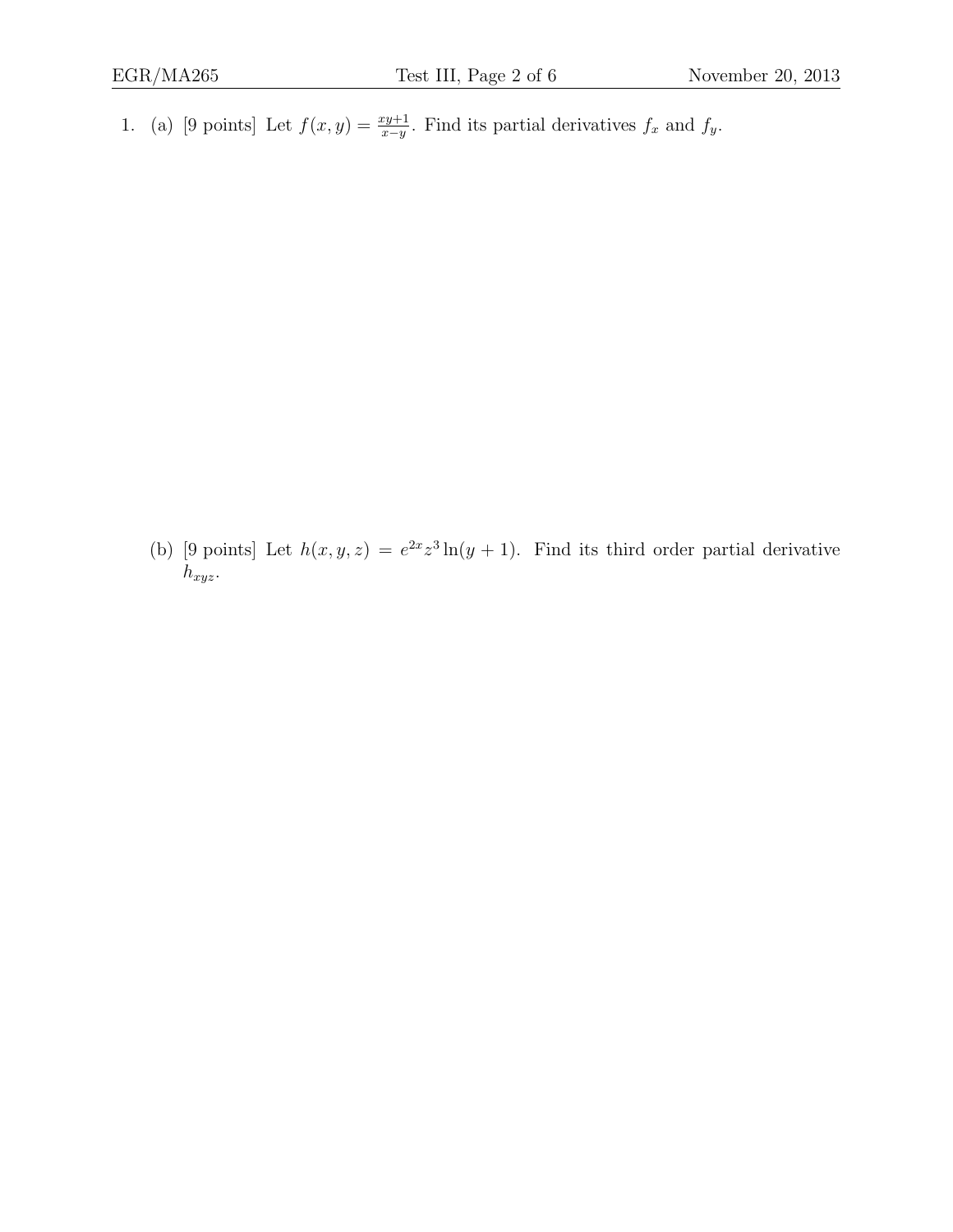1. (a) [9 points] Let $f(x, y) = \frac{xy+1}{x-y}$. Find its partial derivatives $f_x$ and $f_y$.

   (b) [9 points] Let $h(x, y, z) = e^{2x}z^3 \ln(y + 1)$. Find its third order partial derivative $h_{xyz}$.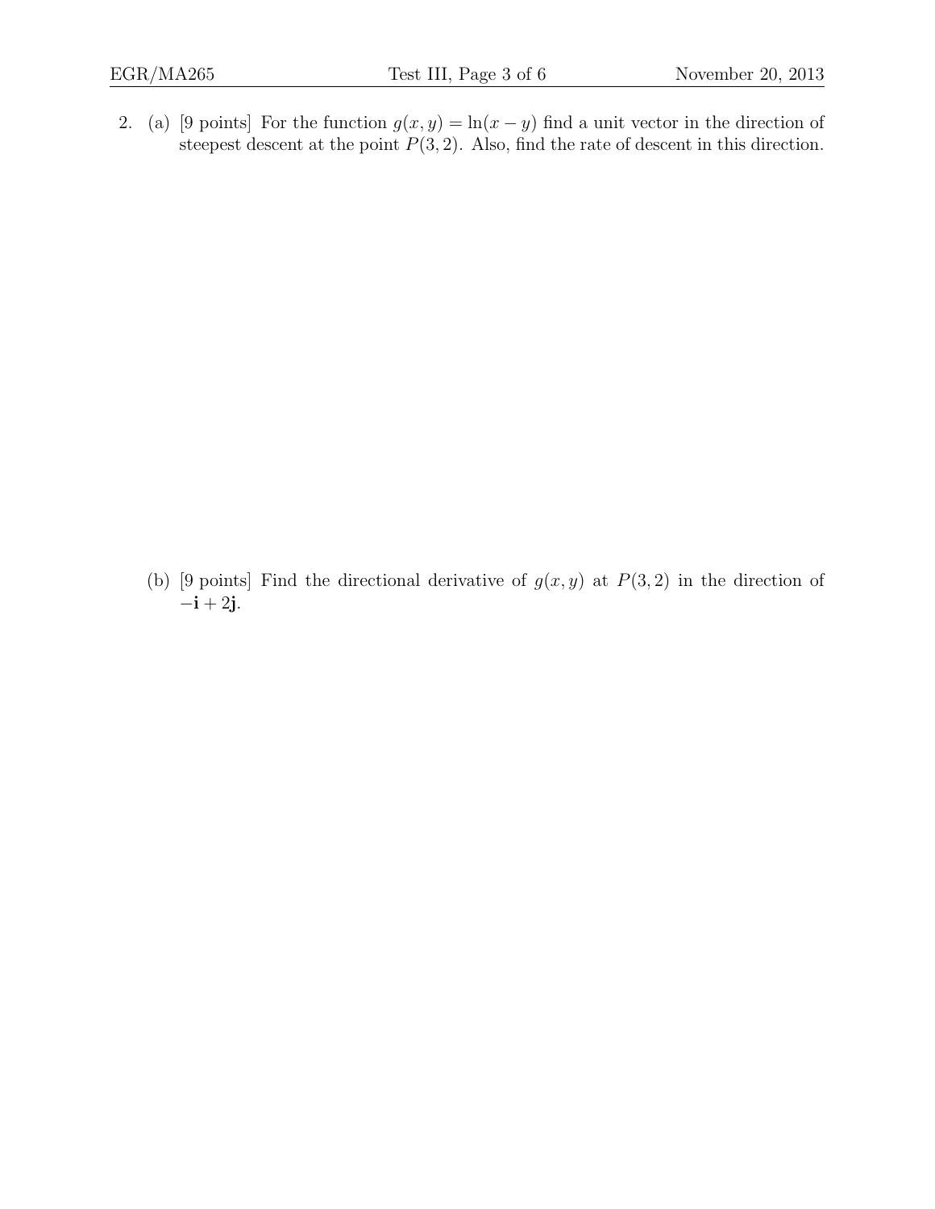2. (a) [9 points] For the function $g(x, y) = \ln(x - y)$ find a unit vector in the direction of steepest descent at the point $P(3, 2)$. Also, find the rate of descent in this direction.

(b) [9 points] Find the directional derivative of $g(x, y)$ at $P(3, 2)$ in the direction of $-\mathbf{i} + 2\mathbf{j}$.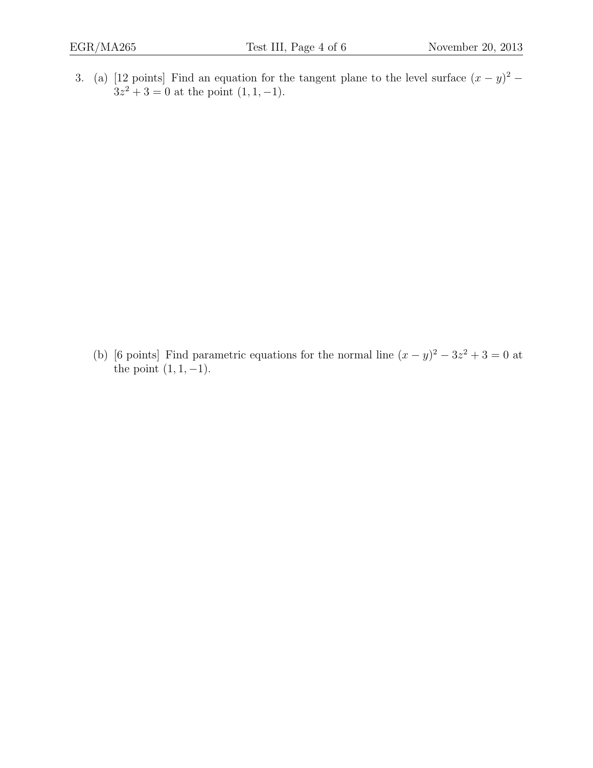3. (a) [12 points] Find an equation for the tangent plane to the level surface $(x-y)^2 - 3z^2 + 3 = 0$ at the point $(1, 1, -1)$.

(b) [6 points] Find parametric equations for the normal line $(x-y)^2 - 3z^2 + 3 = 0$ at the point $(1, 1, -1)$.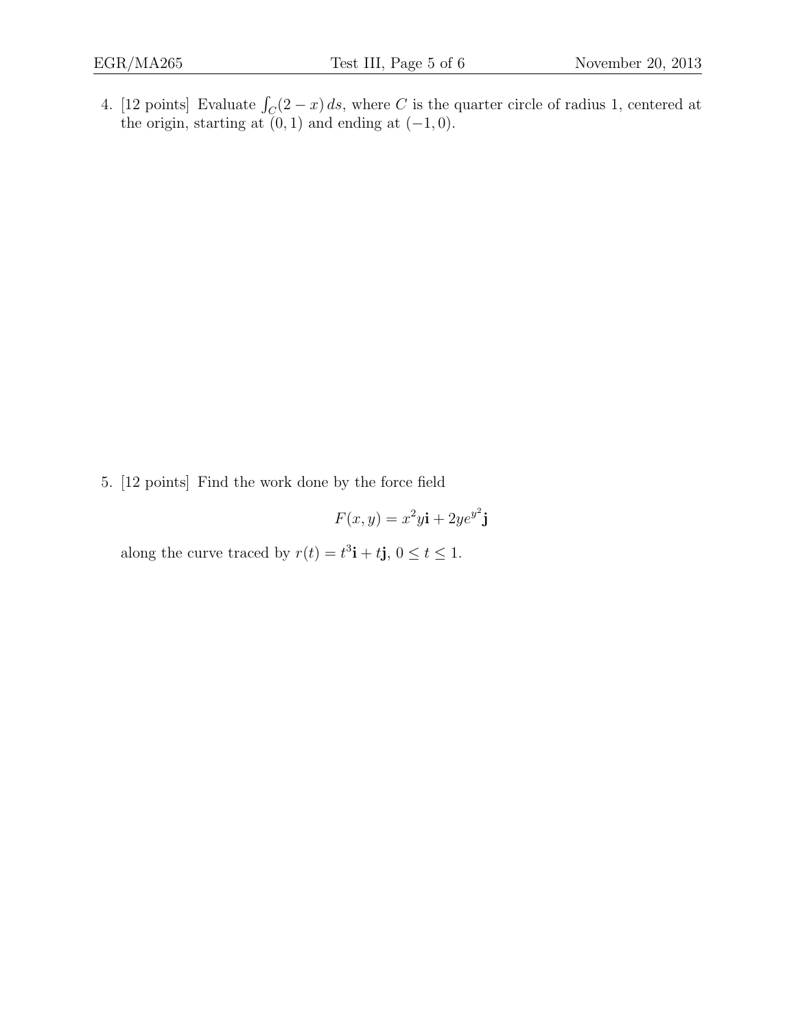4. [12 points] Evaluate $\int_C (2 - x)\, ds$, where $C$ is the quarter circle of radius 1, centered at the origin, starting at $(0, 1)$ and ending at $(-1, 0)$.

5. [12 points] Find the work done by the force field

$$F(x, y) = x^2 y\mathbf{i} + 2ye^{y^2}\mathbf{j}$$

along the curve traced by $r(t) = t^3\mathbf{i} + t\mathbf{j}$, $0 \leq t \leq 1$.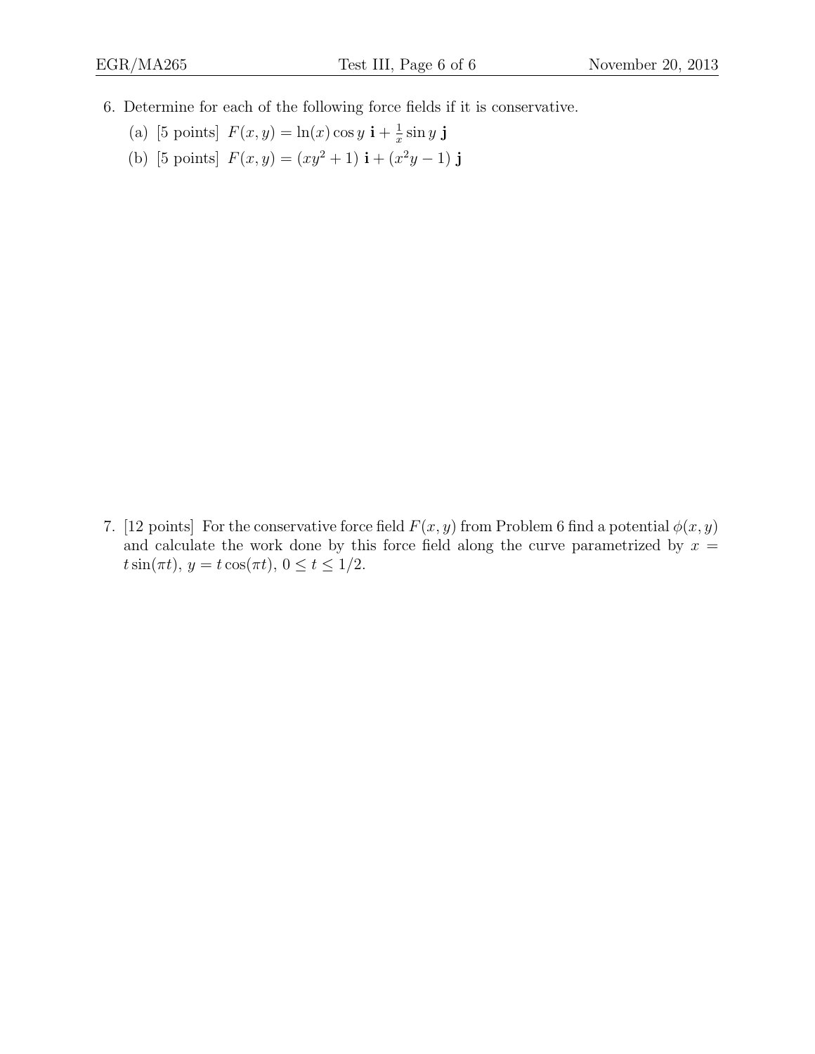6. Determine for each of the following force fields if it is conservative.

   (a) [5 points] $F(x, y) = \ln(x) \cos y \ \mathbf{i} + \frac{1}{x} \sin y \ \mathbf{j}$

   (b) [5 points] $F(x, y) = (xy^2 + 1) \ \mathbf{i} + (x^2 y - 1) \ \mathbf{j}$

7. [12 points] For the conservative force field $F(x, y)$ from Problem 6 find a potential $\phi(x, y)$ and calculate the work done by this force field along the curve parametrized by $x = t \sin(\pi t)$, $y = t \cos(\pi t)$, $0 \leq t \leq 1/2$.